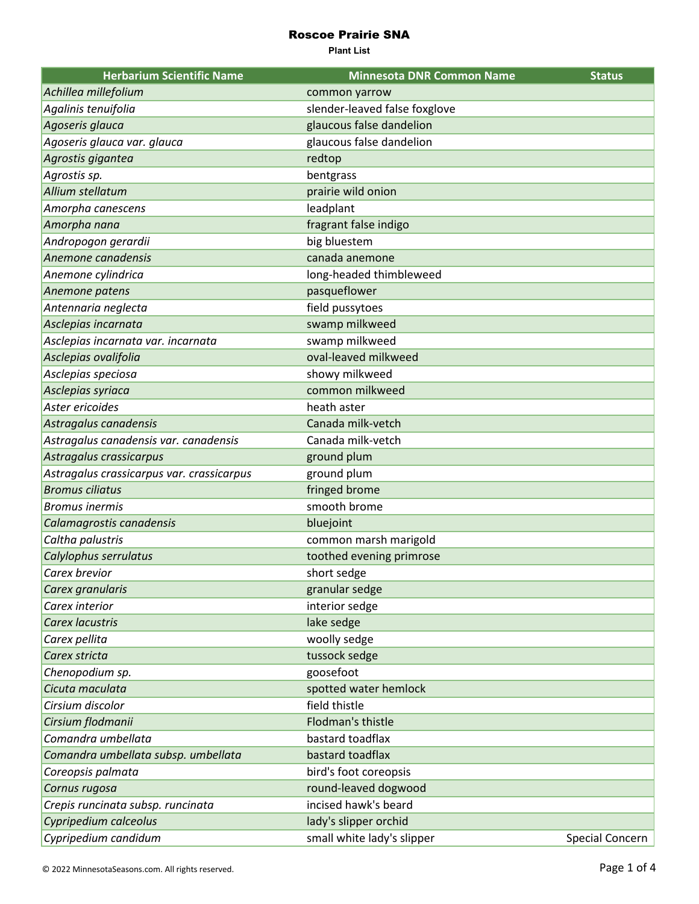# Roscoe Prairie SNA

**Plant List**

| Herbarium Scientific Name | Minnesota DNR Common Name | Status |
| --- | --- | --- |
| *Achillea millefolium* | common yarrow | |
| *Agalinis tenuifolia* | slender-leaved false foxglove | |
| *Agoseris glauca* | glaucous false dandelion | |
| *Agoseris glauca var. glauca* | glaucous false dandelion | |
| *Agrostis gigantea* | redtop | |
| *Agrostis sp.* | bentgrass | |
| *Allium stellatum* | prairie wild onion | |
| *Amorpha canescens* | leadplant | |
| *Amorpha nana* | fragrant false indigo | |
| *Andropogon gerardii* | big bluestem | |
| *Anemone canadensis* | canada anemone | |
| *Anemone cylindrica* | long-headed thimbleweed | |
| *Anemone patens* | pasqueflower | |
| *Antennaria neglecta* | field pussytoes | |
| *Asclepias incarnata* | swamp milkweed | |
| *Asclepias incarnata var. incarnata* | swamp milkweed | |
| *Asclepias ovalifolia* | oval-leaved milkweed | |
| *Asclepias speciosa* | showy milkweed | |
| *Asclepias syriaca* | common milkweed | |
| *Aster ericoides* | heath aster | |
| *Astragalus canadensis* | Canada milk-vetch | |
| *Astragalus canadensis var. canadensis* | Canada milk-vetch | |
| *Astragalus crassicarpus* | ground plum | |
| *Astragalus crassicarpus var. crassicarpus* | ground plum | |
| *Bromus ciliatus* | fringed brome | |
| *Bromus inermis* | smooth brome | |
| *Calamagrostis canadensis* | bluejoint | |
| *Caltha palustris* | common marsh marigold | |
| *Calylophus serrulatus* | toothed evening primrose | |
| *Carex brevior* | short sedge | |
| *Carex granularis* | granular sedge | |
| *Carex interior* | interior sedge | |
| *Carex lacustris* | lake sedge | |
| *Carex pellita* | woolly sedge | |
| *Carex stricta* | tussock sedge | |
| *Chenopodium sp.* | goosefoot | |
| *Cicuta maculata* | spotted water hemlock | |
| *Cirsium discolor* | field thistle | |
| *Cirsium flodmanii* | Flodman's thistle | |
| *Comandra umbellata* | bastard toadflax | |
| *Comandra umbellata subsp. umbellata* | bastard toadflax | |
| *Coreopsis palmata* | bird's foot coreopsis | |
| *Cornus rugosa* | round-leaved dogwood | |
| *Crepis runcinata subsp. runcinata* | incised hawk's beard | |
| *Cypripedium calceolus* | lady's slipper orchid | |
| *Cypripedium candidum* | small white lady's slipper | Special Concern |

© 2022 MinnesotaSeasons.com. All rights reserved.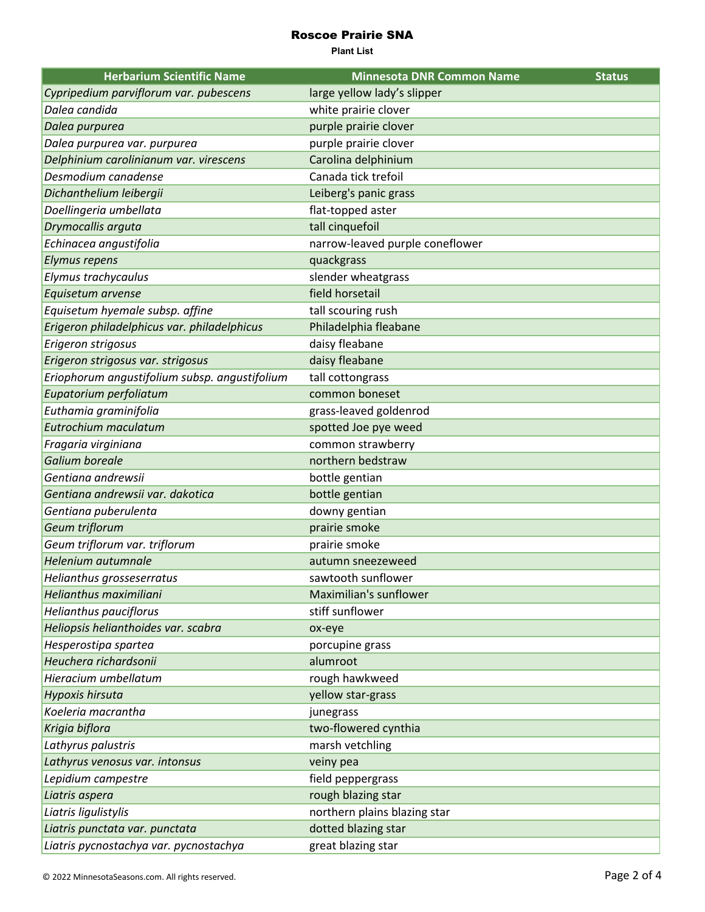# Roscoe Prairie SNA

**Plant List**

| Herbarium Scientific Name | Minnesota DNR Common Name | Status |
| --- | --- | --- |
| *Cypripedium parviflorum var. pubescens* | large yellow lady's slipper | |
| *Dalea candida* | white prairie clover | |
| *Dalea purpurea* | purple prairie clover | |
| *Dalea purpurea var. purpurea* | purple prairie clover | |
| *Delphinium carolinianum var. virescens* | Carolina delphinium | |
| *Desmodium canadense* | Canada tick trefoil | |
| *Dichanthelium leibergii* | Leiberg's panic grass | |
| *Doellingeria umbellata* | flat-topped aster | |
| *Drymocallis arguta* | tall cinquefoil | |
| *Echinacea angustifolia* | narrow-leaved purple coneflower | |
| *Elymus repens* | quackgrass | |
| *Elymus trachycaulus* | slender wheatgrass | |
| *Equisetum arvense* | field horsetail | |
| *Equisetum hyemale subsp. affine* | tall scouring rush | |
| *Erigeron philadelphicus var. philadelphicus* | Philadelphia fleabane | |
| *Erigeron strigosus* | daisy fleabane | |
| *Erigeron strigosus var. strigosus* | daisy fleabane | |
| *Eriophorum angustifolium subsp. angustifolium* | tall cottongrass | |
| *Eupatorium perfoliatum* | common boneset | |
| *Euthamia graminifolia* | grass-leaved goldenrod | |
| *Eutrochium maculatum* | spotted Joe pye weed | |
| *Fragaria virginiana* | common strawberry | |
| *Galium boreale* | northern bedstraw | |
| *Gentiana andrewsii* | bottle gentian | |
| *Gentiana andrewsii var. dakotica* | bottle gentian | |
| *Gentiana puberulenta* | downy gentian | |
| *Geum triflorum* | prairie smoke | |
| *Geum triflorum var. triflorum* | prairie smoke | |
| *Helenium autumnale* | autumn sneezeweed | |
| *Helianthus grosseserratus* | sawtooth sunflower | |
| *Helianthus maximiliani* | Maximilian's sunflower | |
| *Helianthus pauciflorus* | stiff sunflower | |
| *Heliopsis helianthoides var. scabra* | ox-eye | |
| *Hesperostipa spartea* | porcupine grass | |
| *Heuchera richardsonii* | alumroot | |
| *Hieracium umbellatum* | rough hawkweed | |
| *Hypoxis hirsuta* | yellow star-grass | |
| *Koeleria macrantha* | junegrass | |
| *Krigia biflora* | two-flowered cynthia | |
| *Lathyrus palustris* | marsh vetchling | |
| *Lathyrus venosus var. intonsus* | veiny pea | |
| *Lepidium campestre* | field peppergrass | |
| *Liatris aspera* | rough blazing star | |
| *Liatris ligulistylis* | northern plains blazing star | |
| *Liatris punctata var. punctata* | dotted blazing star | |
| *Liatris pycnostachya var. pycnostachya* | great blazing star | |

© 2022 MinnesotaSeasons.com. All rights reserved.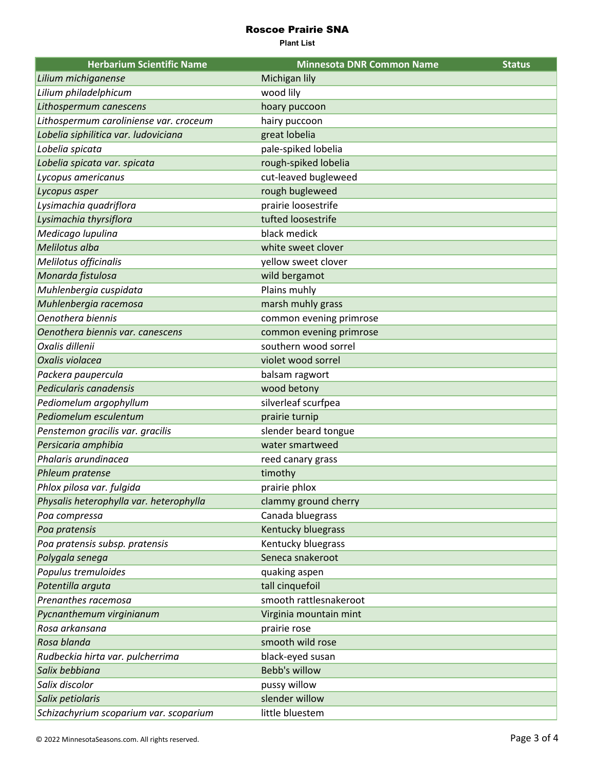# Roscoe Prairie SNA

**Plant List**

| Herbarium Scientific Name | Minnesota DNR Common Name | Status |
|---|---|---|
| *Lilium michiganense* | Michigan lily | |
| *Lilium philadelphicum* | wood lily | |
| *Lithospermum canescens* | hoary puccoon | |
| *Lithospermum caroliniense var. croceum* | hairy puccoon | |
| *Lobelia siphilitica var. ludoviciana* | great lobelia | |
| *Lobelia spicata* | pale-spiked lobelia | |
| *Lobelia spicata var. spicata* | rough-spiked lobelia | |
| *Lycopus americanus* | cut-leaved bugleweed | |
| *Lycopus asper* | rough bugleweed | |
| *Lysimachia quadriflora* | prairie loosestrife | |
| *Lysimachia thyrsiflora* | tufted loosestrife | |
| *Medicago lupulina* | black medick | |
| *Melilotus alba* | white sweet clover | |
| *Melilotus officinalis* | yellow sweet clover | |
| *Monarda fistulosa* | wild bergamot | |
| *Muhlenbergia cuspidata* | Plains muhly | |
| *Muhlenbergia racemosa* | marsh muhly grass | |
| *Oenothera biennis* | common evening primrose | |
| *Oenothera biennis var. canescens* | common evening primrose | |
| *Oxalis dillenii* | southern wood sorrel | |
| *Oxalis violacea* | violet wood sorrel | |
| *Packera paupercula* | balsam ragwort | |
| *Pedicularis canadensis* | wood betony | |
| *Pediomelum argophyllum* | silverleaf scurfpea | |
| *Pediomelum esculentum* | prairie turnip | |
| *Penstemon gracilis var. gracilis* | slender beard tongue | |
| *Persicaria amphibia* | water smartweed | |
| *Phalaris arundinacea* | reed canary grass | |
| *Phleum pratense* | timothy | |
| *Phlox pilosa var. fulgida* | prairie phlox | |
| *Physalis heterophylla var. heterophylla* | clammy ground cherry | |
| *Poa compressa* | Canada bluegrass | |
| *Poa pratensis* | Kentucky bluegrass | |
| *Poa pratensis subsp. pratensis* | Kentucky bluegrass | |
| *Polygala senega* | Seneca snakeroot | |
| *Populus tremuloides* | quaking aspen | |
| *Potentilla arguta* | tall cinquefoil | |
| *Prenanthes racemosa* | smooth rattlesnakeroot | |
| *Pycnanthemum virginianum* | Virginia mountain mint | |
| *Rosa arkansana* | prairie rose | |
| *Rosa blanda* | smooth wild rose | |
| *Rudbeckia hirta var. pulcherrima* | black-eyed susan | |
| *Salix bebbiana* | Bebb's willow | |
| *Salix discolor* | pussy willow | |
| *Salix petiolaris* | slender willow | |
| *Schizachyrium scoparium var. scoparium* | little bluestem | |

© 2022 MinnesotaSeasons.com. All rights reserved.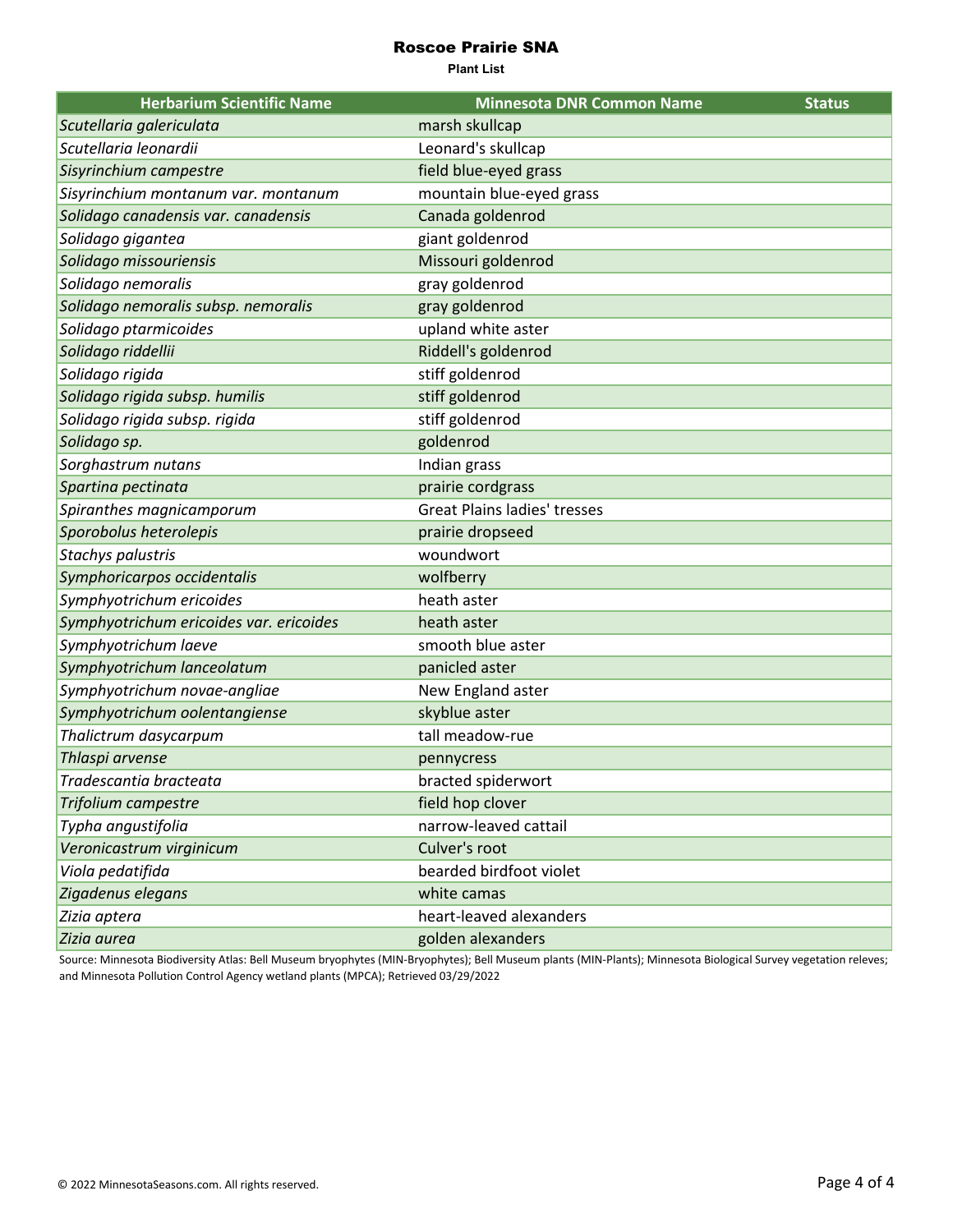## Roscoe Prairie SNA

**Plant List**

| Herbarium Scientific Name | Minnesota DNR Common Name | Status |
| --- | --- | --- |
| *Scutellaria galericulata* | marsh skullcap | |
| *Scutellaria leonardii* | Leonard's skullcap | |
| *Sisyrinchium campestre* | field blue-eyed grass | |
| *Sisyrinchium montanum var. montanum* | mountain blue-eyed grass | |
| *Solidago canadensis var. canadensis* | Canada goldenrod | |
| *Solidago gigantea* | giant goldenrod | |
| *Solidago missouriensis* | Missouri goldenrod | |
| *Solidago nemoralis* | gray goldenrod | |
| *Solidago nemoralis subsp. nemoralis* | gray goldenrod | |
| *Solidago ptarmicoides* | upland white aster | |
| *Solidago riddellii* | Riddell's goldenrod | |
| *Solidago rigida* | stiff goldenrod | |
| *Solidago rigida subsp. humilis* | stiff goldenrod | |
| *Solidago rigida subsp. rigida* | stiff goldenrod | |
| *Solidago sp.* | goldenrod | |
| *Sorghastrum nutans* | Indian grass | |
| *Spartina pectinata* | prairie cordgrass | |
| *Spiranthes magnicamporum* | Great Plains ladies' tresses | |
| *Sporobolus heterolepis* | prairie dropseed | |
| *Stachys palustris* | woundwort | |
| *Symphoricarpos occidentalis* | wolfberry | |
| *Symphyotrichum ericoides* | heath aster | |
| *Symphyotrichum ericoides var. ericoides* | heath aster | |
| *Symphyotrichum laeve* | smooth blue aster | |
| *Symphyotrichum lanceolatum* | panicled aster | |
| *Symphyotrichum novae-angliae* | New England aster | |
| *Symphyotrichum oolentangiense* | skyblue aster | |
| *Thalictrum dasycarpum* | tall meadow-rue | |
| *Thlaspi arvense* | pennycress | |
| *Tradescantia bracteata* | bracted spiderwort | |
| *Trifolium campestre* | field hop clover | |
| *Typha angustifolia* | narrow-leaved cattail | |
| *Veronicastrum virginicum* | Culver's root | |
| *Viola pedatifida* | bearded birdfoot violet | |
| *Zigadenus elegans* | white camas | |
| *Zizia aptera* | heart-leaved alexanders | |
| *Zizia aurea* | golden alexanders | |

Source: Minnesota Biodiversity Atlas: Bell Museum bryophytes (MIN-Bryophytes); Bell Museum plants (MIN-Plants); Minnesota Biological Survey vegetation releves; and Minnesota Pollution Control Agency wetland plants (MPCA); Retrieved 03/29/2022

© 2022 MinnesotaSeasons.com. All rights reserved.